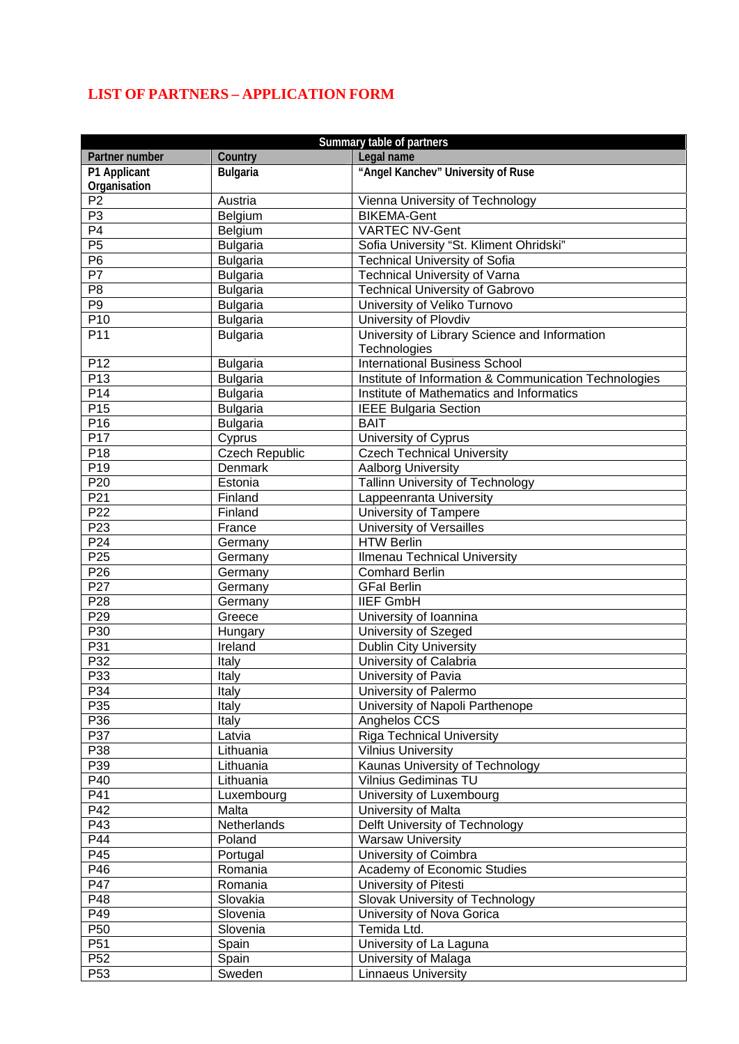# LIST OF PARTNERS – APPLICATION FORM

| Summary table of partners | | |
|---|---|---|
| **Partner number** | **Country** | **Legal name** |
| **P1 Applicant Organisation** | **Bulgaria** | **"Angel Kanchev" University of Ruse** |
| P2 | Austria | Vienna University of Technology |
| P3 | Belgium | BIKEMA-Gent |
| P4 | Belgium | VARTEC NV-Gent |
| P5 | Bulgaria | Sofia University "St. Kliment Ohridski" |
| P6 | Bulgaria | Technical University of Sofia |
| P7 | Bulgaria | Technical University of Varna |
| P8 | Bulgaria | Technical University of Gabrovo |
| P9 | Bulgaria | University of Veliko Turnovo |
| P10 | Bulgaria | University of Plovdiv |
| P11 | Bulgaria | University of Library Science and Information Technologies |
| P12 | Bulgaria | International Business School |
| P13 | Bulgaria | Institute of Information & Communication Technologies |
| P14 | Bulgaria | Institute of Mathematics and Informatics |
| P15 | Bulgaria | IEEE Bulgaria Section |
| P16 | Bulgaria | BAIT |
| P17 | Cyprus | University of Cyprus |
| P18 | Czech Republic | Czech Technical University |
| P19 | Denmark | Aalborg University |
| P20 | Estonia | Tallinn University of Technology |
| P21 | Finland | Lappeenranta University |
| P22 | Finland | University of Tampere |
| P23 | France | University of Versailles |
| P24 | Germany | HTW Berlin |
| P25 | Germany | Ilmenau Technical University |
| P26 | Germany | Comhard Berlin |
| P27 | Germany | GFaI Berlin |
| P28 | Germany | IIEF GmbH |
| P29 | Greece | University of Ioannina |
| P30 | Hungary | University of Szeged |
| P31 | Ireland | Dublin City University |
| P32 | Italy | University of Calabria |
| P33 | Italy | University of Pavia |
| P34 | Italy | University of Palermo |
| P35 | Italy | University of Napoli Parthenope |
| P36 | Italy | Anghelos CCS |
| P37 | Latvia | Riga Technical University |
| P38 | Lithuania | Vilnius University |
| P39 | Lithuania | Kaunas University of Technology |
| P40 | Lithuania | Vilnius Gediminas TU |
| P41 | Luxembourg | University of Luxembourg |
| P42 | Malta | University of Malta |
| P43 | Netherlands | Delft University of Technology |
| P44 | Poland | Warsaw University |
| P45 | Portugal | University of Coimbra |
| P46 | Romania | Academy of Economic Studies |
| P47 | Romania | University of Pitesti |
| P48 | Slovakia | Slovak University of Technology |
| P49 | Slovenia | University of Nova Gorica |
| P50 | Slovenia | Temida Ltd. |
| P51 | Spain | University of La Laguna |
| P52 | Spain | University of Malaga |
| P53 | Sweden | Linnaeus University |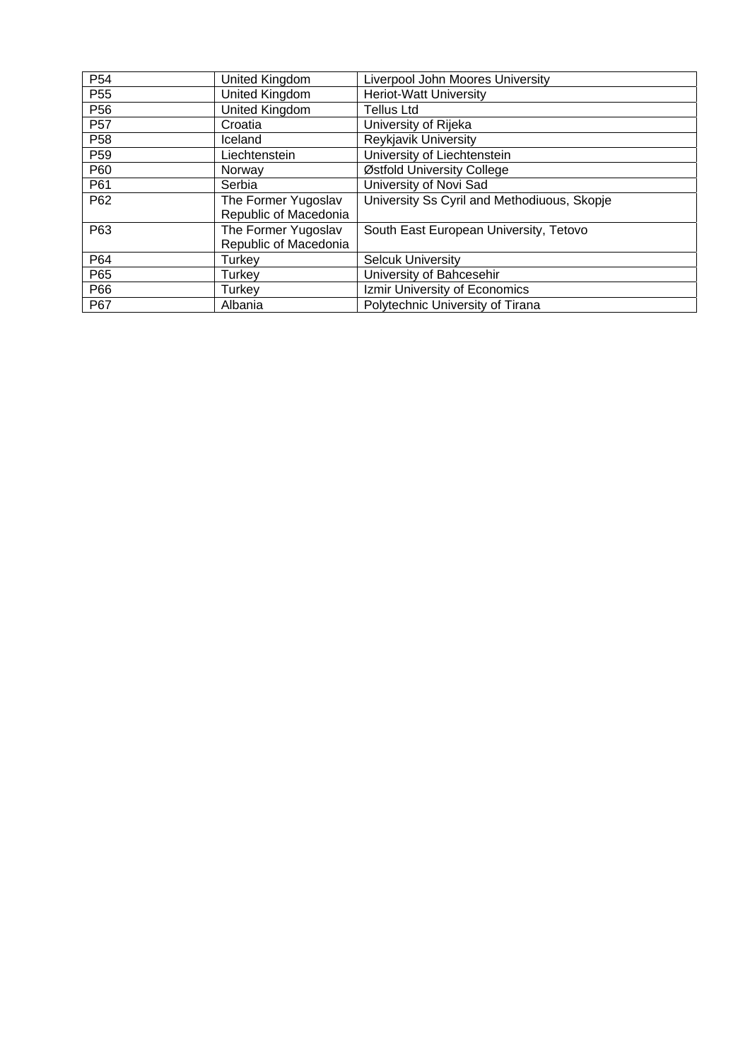| | | |
|---|---|---|
| P54 | United Kingdom | Liverpool John Moores University |
| P55 | United Kingdom | Heriot-Watt University |
| P56 | United Kingdom | Tellus Ltd |
| P57 | Croatia | University of Rijeka |
| P58 | Iceland | Reykjavik University |
| P59 | Liechtenstein | University of Liechtenstein |
| P60 | Norway | Østfold University College |
| P61 | Serbia | University of Novi Sad |
| P62 | The Former Yugoslav Republic of Macedonia | University Ss Cyril and Methodiuous, Skopje |
| P63 | The Former Yugoslav Republic of Macedonia | South East European University, Tetovo |
| P64 | Turkey | Selcuk University |
| P65 | Turkey | University of Bahcesehir |
| P66 | Turkey | Izmir University of Economics |
| P67 | Albania | Polytechnic University of Tirana |